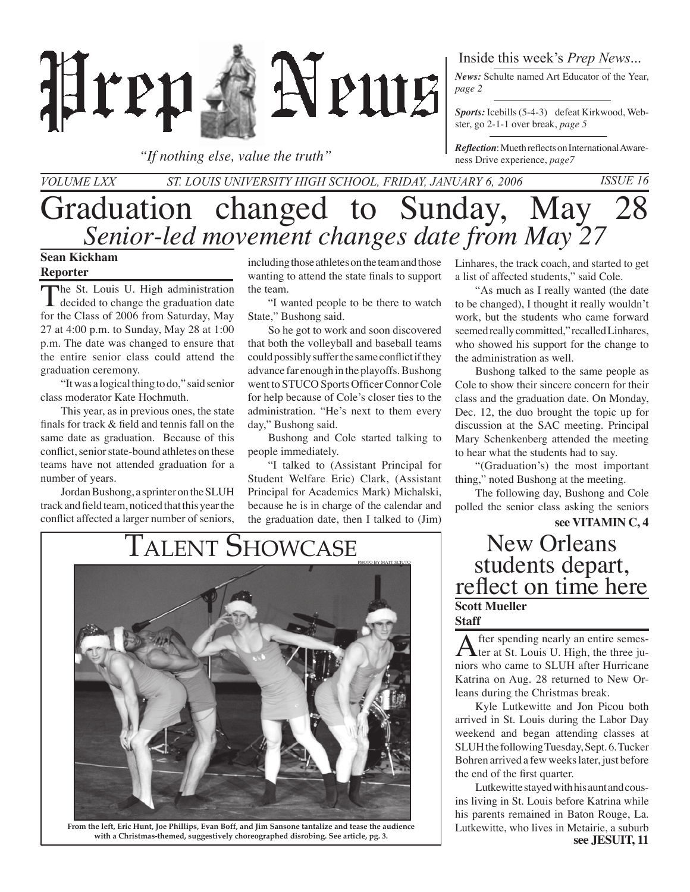# Prep News

*"If nothing else, value the truth"*

Inside this week's *Prep News*...

***News:*** Schulte named Art Educator of the Year, *page 2*

***Sports:*** Icebills (5-4-3) defeat Kirkwood, Webster, go 2-1-1 over break, *page 5*

***Reflection***: Mueth reflects on International Awareness Drive experience, *page7*

*VOLUME LXX* *ST. LOUIS UNIVERSITY HIGH SCHOOL, FRIDAY, JANUARY 6, 2006* *ISSUE 16*

# Graduation changed to Sunday, May 28

## *Senior-led movement changes date from May 27*

**Sean Kickham**
**Reporter**

The St. Louis U. High administration decided to change the graduation date for the Class of 2006 from Saturday, May 27 at 4:00 p.m. to Sunday, May 28 at 1:00 p.m. The date was changed to ensure that the entire senior class could attend the graduation ceremony.

"It was a logical thing to do," said senior class moderator Kate Hochmuth.

This year, as in previous ones, the state finals for track & field and tennis fall on the same date as graduation. Because of this conflict, senior state-bound athletes on these teams have not attended graduation for a number of years.

Jordan Bushong, a sprinter on the SLUH track and field team, noticed that this year the conflict affected a larger number of seniors, including those athletes on the team and those wanting to attend the state finals to support the team.

"I wanted people to be there to watch State," Bushong said.

So he got to work and soon discovered that both the volleyball and baseball teams could possibly suffer the same conflict if they advance far enough in the playoffs. Bushong went to STUCO Sports Officer Connor Cole for help because of Cole's closer ties to the administration. "He's next to them every day," Bushong said.

Bushong and Cole started talking to people immediately.

"I talked to (Assistant Principal for Student Welfare Eric) Clark, (Assistant Principal for Academics Mark) Michalski, because he is in charge of the calendar and the graduation date, then I talked to (Jim) Linhares, the track coach, and started to get a list of affected students," said Cole.

"As much as I really wanted (the date to be changed), I thought it really wouldn't work, but the students who came forward seemed really committed," recalled Linhares, who showed his support for the change to the administration as well.

Bushong talked to the same people as Cole to show their sincere concern for their class and the graduation date. On Monday, Dec. 12, the duo brought the topic up for discussion at the SAC meeting. Principal Mary Schenkenberg attended the meeting to hear what the students had to say.

"(Graduation's) the most important thing," noted Bushong at the meeting.

The following day, Bushong and Cole polled the senior class asking the seniors

**see VITAMIN C, 4**

## Talent Showcase

PHOTO BY MATT SCIUTO

**From the left, Eric Hunt, Joe Phillips, Evan Boff, and Jim Sansone tantalize and tease the audience with a Christmas-themed, suggestively choreographed disrobing. See article, pg. 3.**

# New Orleans students depart, reflect on time here

**Scott Mueller**
**Staff**

After spending nearly an entire semester at St. Louis U. High, the three juniors who came to SLUH after Hurricane Katrina on Aug. 28 returned to New Orleans during the Christmas break.

Kyle Lutkewitte and Jon Picou both arrived in St. Louis during the Labor Day weekend and began attending classes at SLUH the following Tuesday, Sept. 6. Tucker Bohren arrived a few weeks later, just before the end of the first quarter.

Lutkewitte stayed with his aunt and cousins living in St. Louis before Katrina while his parents remained in Baton Rouge, La. Lutkewitte, who lives in Metairie, a suburb

**see JESUIT, 11**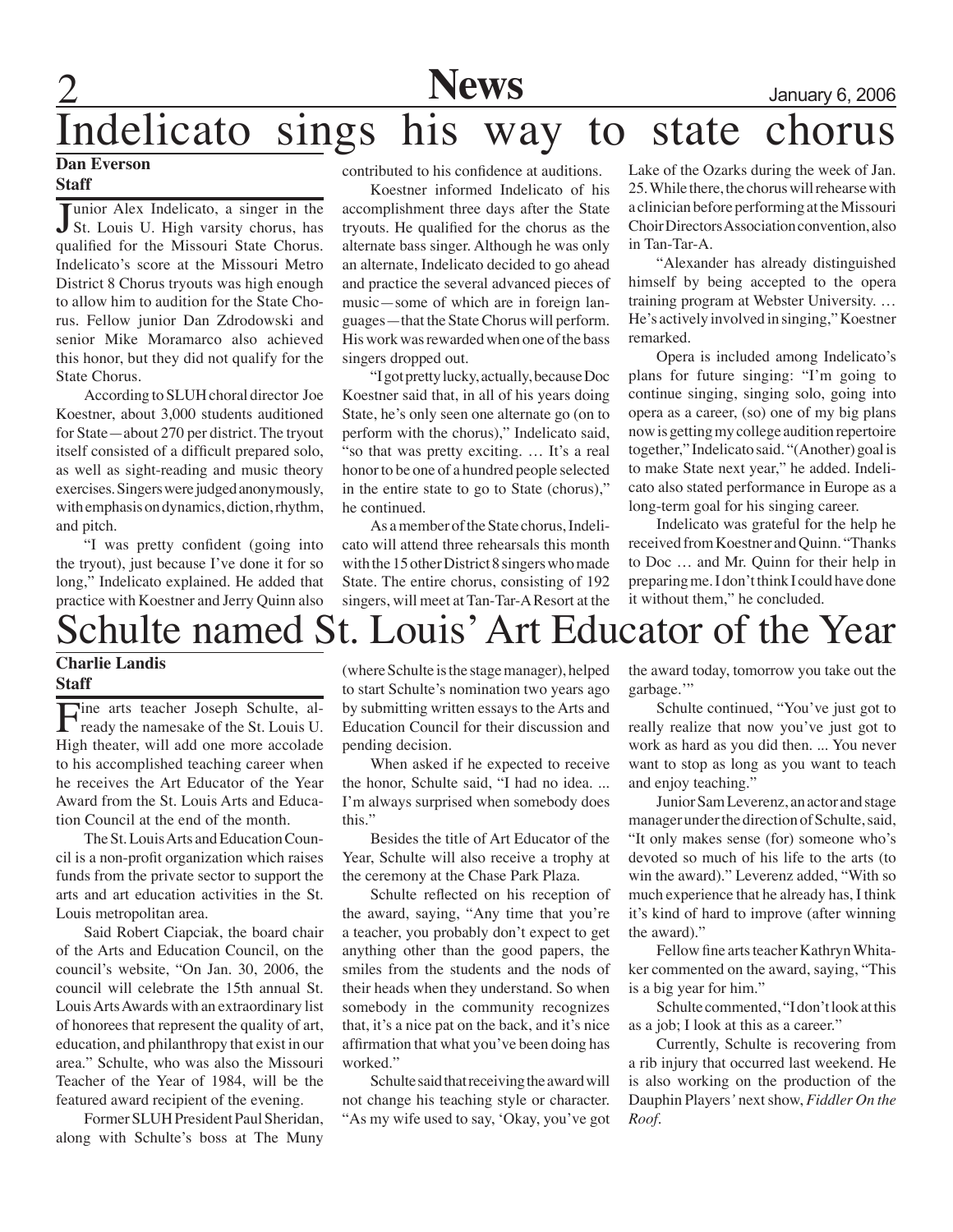# Indelicato sings his way to state chorus

**Dan Everson**
**Staff**

Junior Alex Indelicato, a singer in the St. Louis U. High varsity chorus, has qualified for the Missouri State Chorus. Indelicato's score at the Missouri Metro District 8 Chorus tryouts was high enough to allow him to audition for the State Chorus. Fellow junior Dan Zdrodowski and senior Mike Moramarco also achieved this honor, but they did not qualify for the State Chorus.

According to SLUH choral director Joe Koestner, about 3,000 students auditioned for State—about 270 per district. The tryout itself consisted of a difficult prepared solo, as well as sight-reading and music theory exercises. Singers were judged anonymously, with emphasis on dynamics, diction, rhythm, and pitch.

"I was pretty confident (going into the tryout), just because I've done it for so long," Indelicato explained. He added that practice with Koestner and Jerry Quinn also contributed to his confidence at auditions.

Koestner informed Indelicato of his accomplishment three days after the State tryouts. He qualified for the chorus as the alternate bass singer. Although he was only an alternate, Indelicato decided to go ahead and practice the several advanced pieces of music—some of which are in foreign languages—that the State Chorus will perform. His work was rewarded when one of the bass singers dropped out.

"I got pretty lucky, actually, because Doc Koestner said that, in all of his years doing State, he's only seen one alternate go (on to perform with the chorus)," Indelicato said, "so that was pretty exciting. … It's a real honor to be one of a hundred people selected in the entire state to go to State (chorus)," he continued.

As a member of the State chorus, Indelicato will attend three rehearsals this month with the 15 other District 8 singers who made State. The entire chorus, consisting of 192 singers, will meet at Tan-Tar-A Resort at the Lake of the Ozarks during the week of Jan. 25. While there, the chorus will rehearse with a clinician before performing at the Missouri Choir Directors Association convention, also in Tan-Tar-A.

"Alexander has already distinguished himself by being accepted to the opera training program at Webster University. … He's actively involved in singing," Koestner remarked.

Opera is included among Indelicato's plans for future singing: "I'm going to continue singing, singing solo, going into opera as a career, (so) one of my big plans now is getting my college audition repertoire together," Indelicato said. "(Another) goal is to make State next year," he added. Indelicato also stated performance in Europe as a long-term goal for his singing career.

Indelicato was grateful for the help he received from Koestner and Quinn. "Thanks to Doc … and Mr. Quinn for their help in preparing me. I don't think I could have done it without them," he concluded.

# Schulte named St. Louis' Art Educator of the Year

**Charlie Landis**
**Staff**

Fine arts teacher Joseph Schulte, already the namesake of the St. Louis U. High theater, will add one more accolade to his accomplished teaching career when he receives the Art Educator of the Year Award from the St. Louis Arts and Education Council at the end of the month.

The St. Louis Arts and Education Council is a non-profit organization which raises funds from the private sector to support the arts and art education activities in the St. Louis metropolitan area.

Said Robert Ciapciak, the board chair of the Arts and Education Council, on the council's website, "On Jan. 30, 2006, the council will celebrate the 15th annual St. Louis Arts Awards with an extraordinary list of honorees that represent the quality of art, education, and philanthropy that exist in our area." Schulte, who was also the Missouri Teacher of the Year of 1984, will be the featured award recipient of the evening.

Former SLUH President Paul Sheridan, along with Schulte's boss at The Muny (where Schulte is the stage manager), helped to start Schulte's nomination two years ago by submitting written essays to the Arts and Education Council for their discussion and pending decision.

When asked if he expected to receive the honor, Schulte said, "I had no idea. ... I'm always surprised when somebody does this."

Besides the title of Art Educator of the Year, Schulte will also receive a trophy at the ceremony at the Chase Park Plaza.

Schulte reflected on his reception of the award, saying, "Any time that you're a teacher, you probably don't expect to get anything other than the good papers, the smiles from the students and the nods of their heads when they understand. So when somebody in the community recognizes that, it's a nice pat on the back, and it's nice affirmation that what you've been doing has worked."

Schulte said that receiving the award will not change his teaching style or character. "As my wife used to say, 'Okay, you've got the award today, tomorrow you take out the garbage.'"

Schulte continued, "You've just got to really realize that now you've just got to work as hard as you did then. ... You never want to stop as long as you want to teach and enjoy teaching."

Junior Sam Leverenz, an actor and stage manager under the direction of Schulte, said, "It only makes sense (for) someone who's devoted so much of his life to the arts (to win the award)." Leverenz added, "With so much experience that he already has, I think it's kind of hard to improve (after winning the award)."

Fellow fine arts teacher Kathryn Whitaker commented on the award, saying, "This is a big year for him."

Schulte commented, "I don't look at this as a job; I look at this as a career."

Currently, Schulte is recovering from a rib injury that occurred last weekend. He is also working on the production of the Dauphin Players' next show, *Fiddler On the Roof*.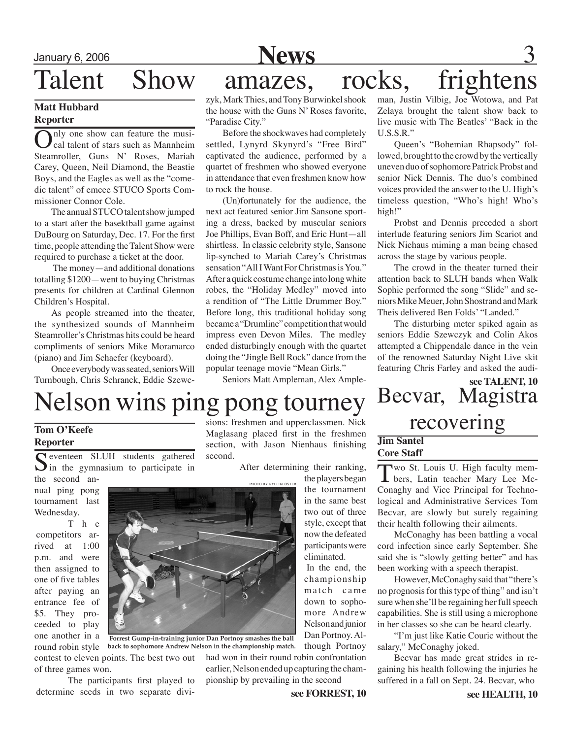# Talent Show amazes, rocks, frightens

**Matt Hubbard**
**Reporter**

Only one show can feature the musical talent of stars such as Mannheim Steamroller, Guns N' Roses, Mariah Carey, Queen, Neil Diamond, the Beastie Boys, and the Eagles as well as the "comedic talent" of emcee STUCO Sports Commissioner Connor Cole.

The annual STUCO talent show jumped to a start after the basektball game against DuBourg on Saturday, Dec. 17. For the first time, people attending the Talent Show were required to purchase a ticket at the door.

The money—and additional donations totalling $1200—went to buying Christmas presents for children at Cardinal Glennon Children's Hospital.

As people streamed into the theater, the synthesized sounds of Mannheim Steamroller's Christmas hits could be heard compliments of seniors Mike Moramarco (piano) and Jim Schaefer (keyboard).

Once everybody was seated, seniors Will Turnbough, Chris Schranck, Eddie Szewczyk, Mark Thies, and Tony Burwinkel shook the house with the Guns N' Roses favorite, "Paradise City."

Before the shockwaves had completely settled, Lynyrd Skynyrd's "Free Bird" captivated the audience, performed by a quartet of freshmen who showed everyone in attendance that even freshmen know how to rock the house.

(Un)fortunately for the audience, the next act featured senior Jim Sansone sporting a dress, backed by muscular seniors Joe Phillips, Evan Boff, and Eric Hunt—all shirtless. In classic celebrity style, Sansone lip-synched to Mariah Carey's Christmas sensation "All I Want For Christmas is You." After a quick costume change into long white robes, the "Holiday Medley" moved into a rendition of "The Little Drummer Boy." Before long, this traditional holiday song became a "Drumline" competition that would impress even Devon Miles. The medley ended disturbingly enough with the quartet doing the "Jingle Bell Rock" dance from the popular teenage movie "Mean Girls."

Seniors Matt Ampleman, Alex Ampleman, Justin Vilbig, Joe Wotowa, and Pat Zelaya brought the talent show back to live music with The Beatles' "Back in the U.S.S.R."

Queen's "Bohemian Rhapsody" followed, brought to the crowd by the vertically uneven duo of sophomore Patrick Probst and senior Nick Dennis. The duo's combined voices provided the answer to the U. High's timeless question, "Who's high! Who's high!"

Probst and Dennis preceded a short interlude featuring seniors Jim Scariot and Nick Niehaus miming a man being chased across the stage by various people.

The crowd in the theater turned their attention back to SLUH bands when Walk Sophie performed the song "Slide" and seniors Mike Meuer, John Shostrand and Mark Theis delivered Ben Folds' "Landed."

The disturbing meter spiked again as seniors Eddie Szewczyk and Colin Akos attempted a Chippendale dance in the vein of the renowned Saturday Night Live skit featuring Chris Farley and asked the audi-

**see TALENT, 10**

# Nelson wins ping pong tourney

**Tom O'Keefe**
**Reporter**

Seventeen SLUH students gathered in the gymnasium to participate in the second annual ping pong tournament last Wednesday.

The competitors arrived at 1:00 p.m. and were then assigned to one of five tables after paying an entrance fee of $5. They proceeded to play one another in a round robin style contest to eleven points. The best two out of three games won.

The participants first played to determine seeds in two separate divisions: freshmen and upperclassmen. Nick Maglasang placed first in the freshmen section, with Jason Nienhaus finishing second.

After determining their ranking, the players began the tournament in the same best two out of three style, except that now the defeated participants were eliminated.

In the end, the championship match came down to sophomore Andrew Nelson and junior Dan Portnoy. Although Portnoy had won in their round robin confrontation earlier, Nelson ended up capturing the championship by prevailing in the second

PHOTO BY KYLE KLOSTER

**Forrest Gump-in-training junior Dan Portnoy smashes the ball back to sophomore Andrew Nelson in the championship match.**

**see FORREST, 10**

# Becvar, Magistra recovering

**Jim Santel**
**Core Staff**

Two St. Louis U. High faculty members, Latin teacher Mary Lee McConaghy and Vice Principal for Technological and Administrative Services Tom Becvar, are slowly but surely regaining their health following their ailments.

McConaghy has been battling a vocal cord infection since early September. She said she is "slowly getting better" and has been working with a speech therapist.

However, McConaghy said that "there's no prognosis for this type of thing" and isn't sure when she'll be regaining her full speech capabilities. She is still using a microphone in her classes so she can be heard clearly.

"I'm just like Katie Couric without the salary," McConaghy joked.

Becvar has made great strides in regaining his health following the injuries he suffered in a fall on Sept. 24. Becvar, who

**see HEALTH, 10**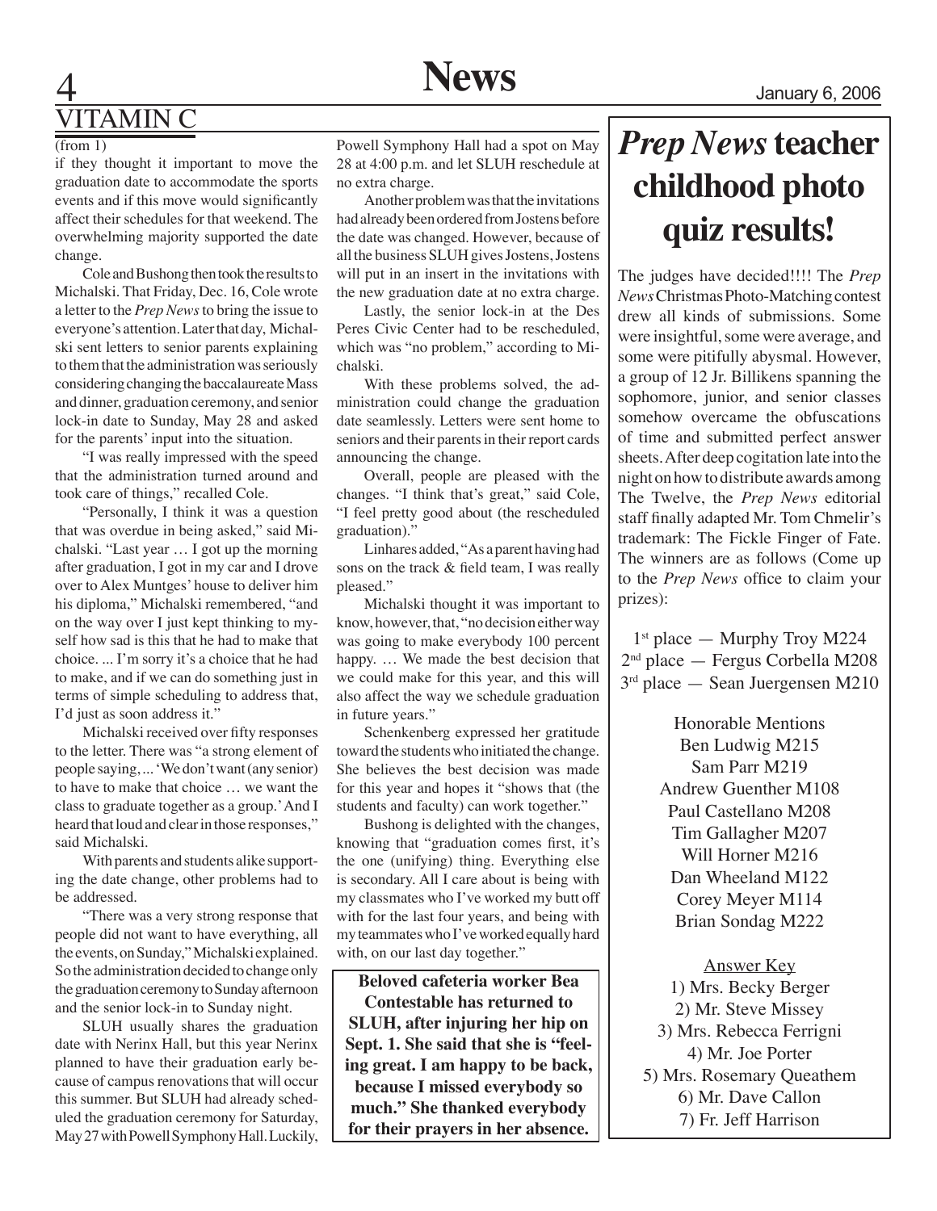## VITAMIN C

(from 1)

if they thought it important to move the graduation date to accommodate the sports events and if this move would significantly affect their schedules for that weekend. The overwhelming majority supported the date change.

Cole and Bushong then took the results to Michalski. That Friday, Dec. 16, Cole wrote a letter to the *Prep News* to bring the issue to everyone's attention. Later that day, Michalski sent letters to senior parents explaining to them that the administration was seriously considering changing the baccalaureate Mass and dinner, graduation ceremony, and senior lock-in date to Sunday, May 28 and asked for the parents' input into the situation.

"I was really impressed with the speed that the administration turned around and took care of things," recalled Cole.

"Personally, I think it was a question that was overdue in being asked," said Michalski. "Last year … I got up the morning after graduation, I got in my car and I drove over to Alex Muntges' house to deliver him his diploma," Michalski remembered, "and on the way over I just kept thinking to myself how sad is this that he had to make that choice. ... I'm sorry it's a choice that he had to make, and if we can do something just in terms of simple scheduling to address that, I'd just as soon address it."

Michalski received over fifty responses to the letter. There was "a strong element of people saying, ... 'We don't want (any senior) to have to make that choice … we want the class to graduate together as a group.' And I heard that loud and clear in those responses," said Michalski.

With parents and students alike supporting the date change, other problems had to be addressed.

"There was a very strong response that people did not want to have everything, all the events, on Sunday," Michalski explained. So the administration decided to change only the graduation ceremony to Sunday afternoon and the senior lock-in to Sunday night.

SLUH usually shares the graduation date with Nerinx Hall, but this year Nerinx planned to have their graduation early because of campus renovations that will occur this summer. But SLUH had already scheduled the graduation ceremony for Saturday, May 27 with Powell Symphony Hall. Luckily, Powell Symphony Hall had a spot on May 28 at 4:00 p.m. and let SLUH reschedule at no extra charge.

Another problem was that the invitations had already been ordered from Jostens before the date was changed. However, because of all the business SLUH gives Jostens, Jostens will put in an insert in the invitations with the new graduation date at no extra charge.

Lastly, the senior lock-in at the Des Peres Civic Center had to be rescheduled, which was "no problem," according to Michalski.

With these problems solved, the administration could change the graduation date seamlessly. Letters were sent home to seniors and their parents in their report cards announcing the change.

Overall, people are pleased with the changes. "I think that's great," said Cole, "I feel pretty good about (the rescheduled graduation)."

Linhares added, "As a parent having had sons on the track & field team, I was really pleased."

Michalski thought it was important to know, however, that, "no decision either way was going to make everybody 100 percent happy. … We made the best decision that we could make for this year, and this will also affect the way we schedule graduation in future years."

Schenkenberg expressed her gratitude toward the students who initiated the change. She believes the best decision was made for this year and hopes it "shows that (the students and faculty) can work together."

Bushong is delighted with the changes, knowing that "graduation comes first, it's the one (unifying) thing. Everything else is secondary. All I care about is being with my classmates who I've worked my butt off with for the last four years, and being with my teammates who I've worked equally hard with, on our last day together."

**Beloved cafeteria worker Bea Contestable has returned to SLUH, after injuring her hip on Sept. 1. She said that she is "feeling great. I am happy to be back, because I missed everybody so much." She thanked everybody for their prayers in her absence.**

# *Prep News* teacher childhood photo quiz results!

The judges have decided!!!! The *Prep News* Christmas Photo-Matching contest drew all kinds of submissions. Some were insightful, some were average, and some were pitifully abysmal. However, a group of 12 Jr. Billikens spanning the sophomore, junior, and senior classes somehow overcame the obfuscations of time and submitted perfect answer sheets. After deep cogitation late into the night on how to distribute awards among The Twelve, the *Prep News* editorial staff finally adapted Mr. Tom Chmelir's trademark: The Fickle Finger of Fate. The winners are as follows (Come up to the *Prep News* office to claim your prizes):

1st place — Murphy Troy M224
2nd place — Fergus Corbella M208
3rd place — Sean Juergensen M210

Honorable Mentions
Ben Ludwig M215
Sam Parr M219
Andrew Guenther M108
Paul Castellano M208
Tim Gallagher M207
Will Horner M216
Dan Wheeland M122
Corey Meyer M114
Brian Sondag M222

Answer Key
1) Mrs. Becky Berger
2) Mr. Steve Missey
3) Mrs. Rebecca Ferrigni
4) Mr. Joe Porter
5) Mrs. Rosemary Queathem
6) Mr. Dave Callon
7) Fr. Jeff Harrison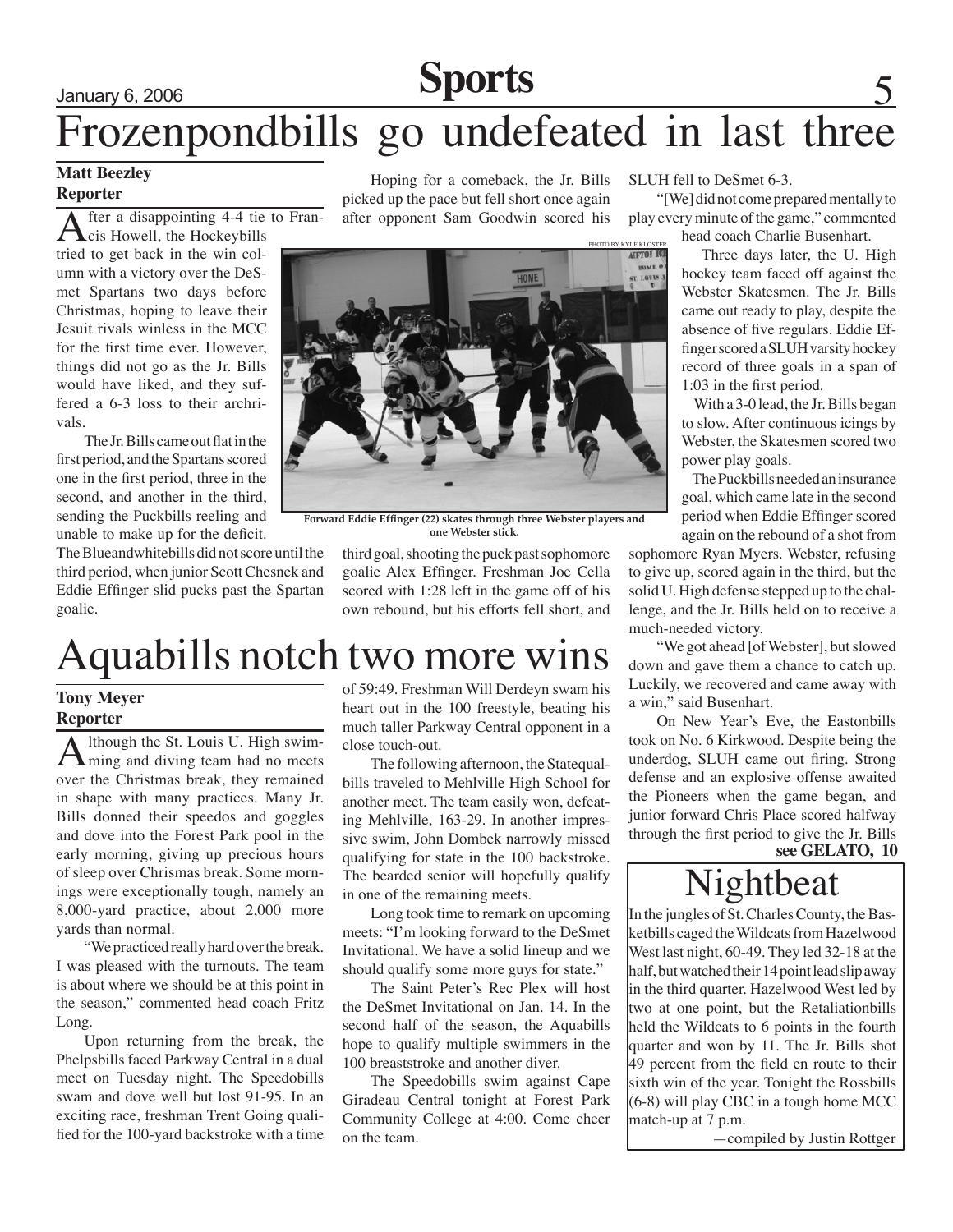# Frozenpondbills go undefeated in last three

**Matt Beezley**
**Reporter**

After a disappointing 4-4 tie to Francis Howell, the Hockeybills tried to get back in the win column with a victory over the DeSmet Spartans two days before Christmas, hoping to leave their Jesuit rivals winless in the MCC for the first time ever. However, things did not go as the Jr. Bills would have liked, and they suffered a 6-3 loss to their archrivals.

The Jr. Bills came out flat in the first period, and the Spartans scored one in the first period, three in the second, and another in the third, sending the Puckbills reeling and unable to make up for the deficit. The Blueandwhitebills did not score until the third period, when junior Scott Chesnek and Eddie Effinger slid pucks past the Spartan goalie.

Hoping for a comeback, the Jr. Bills picked up the pace but fell short once again after opponent Sam Goodwin scored his third goal, shooting the puck past sophomore goalie Alex Effinger. Freshman Joe Cella scored with 1:28 left in the game off of his own rebound, but his efforts fell short, and SLUH fell to DeSmet 6-3.

PHOTO BY KYLE KLOSTER

**Forward Eddie Effinger (22) skates through three Webster players and one Webster stick.**

"[We] did not come prepared mentally to play every minute of the game," commented head coach Charlie Busenhart.

Three days later, the U. High hockey team faced off against the Webster Skatesmen. The Jr. Bills came out ready to play, despite the absence of five regulars. Eddie Effinger scored a SLUH varsity hockey record of three goals in a span of 1:03 in the first period.

With a 3-0 lead, the Jr. Bills began to slow. After continuous icings by Webster, the Skatesmen scored two power play goals.

The Puckbills needed an insurance goal, which came late in the second period when Eddie Effinger scored again on the rebound of a shot from sophomore Ryan Myers. Webster, refusing to give up, scored again in the third, but the solid U. High defense stepped up to the challenge, and the Jr. Bills held on to receive a much-needed victory.

"We got ahead [of Webster], but slowed down and gave them a chance to catch up. Luckily, we recovered and came away with a win," said Busenhart.

On New Year's Eve, the Eastonbills took on No. 6 Kirkwood. Despite being the underdog, SLUH came out firing. Strong defense and an explosive offense awaited the Pioneers when the game began, and junior forward Chris Place scored halfway through the first period to give the Jr. Bills

**see GELATO, 10**

# Aquabills notch two more wins

**Tony Meyer**
**Reporter**

Although the St. Louis U. High swimming and diving team had no meets over the Christmas break, they remained in shape with many practices. Many Jr. Bills donned their speedos and goggles and dove into the Forest Park pool in the early morning, giving up precious hours of sleep over Chrismas break. Some mornings were exceptionally tough, namely an 8,000-yard practice, about 2,000 more yards than normal.

"We practiced really hard over the break. I was pleased with the turnouts. The team is about where we should be at this point in the season," commented head coach Fritz Long.

Upon returning from the break, the Phelpsbills faced Parkway Central in a dual meet on Tuesday night. The Speedobills swam and dove well but lost 91-95. In an exciting race, freshman Trent Going qualified for the 100-yard backstroke with a time of 59:49. Freshman Will Derdeyn swam his heart out in the 100 freestyle, beating his much taller Parkway Central opponent in a close touch-out.

The following afternoon, the Statequalbills traveled to Mehlville High School for another meet. The team easily won, defeating Mehlville, 163-29. In another impressive swim, John Dombek narrowly missed qualifying for state in the 100 backstroke. The bearded senior will hopefully qualify in one of the remaining meets.

Long took time to remark on upcoming meets: "I'm looking forward to the DeSmet Invitational. We have a solid lineup and we should qualify some more guys for state."

The Saint Peter's Rec Plex will host the DeSmet Invitational on Jan. 14. In the second half of the season, the Aquabills hope to qualify multiple swimmers in the 100 breaststroke and another diver.

The Speedobills swim against Cape Giradeau Central tonight at Forest Park Community College at 4:00. Come cheer on the team.

## Nightbeat

In the jungles of St. Charles County, the Basketbills caged the Wildcats from Hazelwood West last night, 60-49. They led 32-18 at the half, but watched their 14 point lead slip away in the third quarter. Hazelwood West led by two at one point, but the Retaliationbills held the Wildcats to 6 points in the fourth quarter and won by 11. The Jr. Bills shot 49 percent from the field en route to their sixth win of the year. Tonight the Rossbills (6-8) will play CBC in a tough home MCC match-up at 7 p.m.

—compiled by Justin Rottger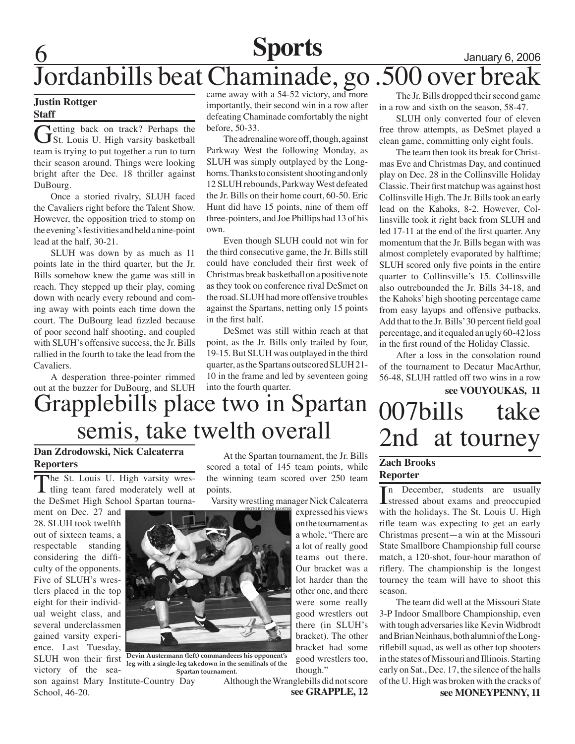# Jordanbills beat Chaminade, go .500 over break

**Justin Rottger**
**Staff**

Getting back on track? Perhaps the St. Louis U. High varsity basketball team is trying to put together a run to turn their season around. Things were looking bright after the Dec. 18 thriller against DuBourg.

Once a storied rivalry, SLUH faced the Cavaliers right before the Talent Show. However, the opposition tried to stomp on the evening's festivities and held a nine-point lead at the half, 30-21.

SLUH was down by as much as 11 points late in the third quarter, but the Jr. Bills somehow knew the game was still in reach. They stepped up their play, coming down with nearly every rebound and coming away with points each time down the court. The DuBourg lead fizzled because of poor second half shooting, and coupled with SLUH's offensive success, the Jr. Bills rallied in the fourth to take the lead from the Cavaliers.

A desperation three-pointer rimmed out at the buzzer for DuBourg, and SLUH came away with a 54-52 victory, and more importantly, their second win in a row after defeating Chaminade comfortably the night before, 50-33.

The adrenaline wore off, though, against Parkway West the following Monday, as SLUH was simply outplayed by the Longhorns. Thanks to consistent shooting and only 12 SLUH rebounds, Parkway West defeated the Jr. Bills on their home court, 60-50. Eric Hunt did have 15 points, nine of them off three-pointers, and Joe Phillips had 13 of his own.

Even though SLUH could not win for the third consecutive game, the Jr. Bills still could have concluded their first week of Christmas break basketball on a positive note as they took on conference rival DeSmet on the road. SLUH had more offensive troubles against the Spartans, netting only 15 points in the first half.

DeSmet was still within reach at that point, as the Jr. Bills only trailed by four, 19-15. But SLUH was outplayed in the third quarter, as the Spartans outscored SLUH 21-10 in the frame and led by seventeen going into the fourth quarter.

The Jr. Bills dropped their second game in a row and sixth on the season, 58-47.

SLUH only converted four of eleven free throw attempts, as DeSmet played a clean game, committing only eight fouls.

The team then took its break for Christmas Eve and Christmas Day, and continued play on Dec. 28 in the Collinsville Holiday Classic. Their first matchup was against host Collinsville High. The Jr. Bills took an early lead on the Kahoks, 8-2. However, Collinsville took it right back from SLUH and led 17-11 at the end of the first quarter. Any momentum that the Jr. Bills began with was almost completely evaporated by halftime; SLUH scored only five points in the entire quarter to Collinsville's 15. Collinsville also outrebounded the Jr. Bills 34-18, and the Kahoks' high shooting percentage came from easy layups and offensive putbacks. Add that to the Jr. Bills' 30 percent field goal percentage, and it equaled an ugly 60-42 loss in the first round of the Holiday Classic.

After a loss in the consolation round of the tournament to Decatur MacArthur, 56-48, SLUH rattled off two wins in a row

**see VOUYOUKAS, 11**

# Grapplebills place two in Spartan semis, take twelth overall

**Dan Zdrodowski, Nick Calcaterra**
**Reporters**

The St. Louis U. High varsity wrestling team fared moderately well at the DeSmet High School Spartan tournament on Dec. 27 and 28. SLUH took twelfth out of sixteen teams, a respectable standing considering the difficulty of the opponents. Five of SLUH's wrestlers placed in the top eight for their individual weight class, and several underclassmen gained varsity experience. Last Tuesday, SLUH won their first victory of the season against Mary Institute-Country Day School, 46-20.

At the Spartan tournament, the Jr. Bills scored a total of 145 team points, while the winning team scored over 250 team points.

Varsity wrestling manager Nick Calcaterra expressed his views on the tournament as a whole, "There are a lot of really good teams out there. Our bracket was a lot harder than the other one, and there were some really good wrestlers out there (in SLUH's bracket). The other bracket had some good wrestlers too, though."

PHOTO BY KYLE KLOSTER

**Devin Austermann (left) commandeers his opponent's leg with a single-leg takedown in the semifinals of the Spartan tournament.**

Although the Wranglebills did not score

**see GRAPPLE, 12**

# 007bills take 2nd at tourney

**Zach Brooks**
**Reporter**

In December, students are usually stressed about exams and preoccupied with the holidays. The St. Louis U. High rifle team was expecting to get an early Christmas present—a win at the Missouri State Smallbore Championship full course match, a 120-shot, four-hour marathon of riflery. The championship is the longest tourney the team will have to shoot this season.

The team did well at the Missouri State 3-P Indoor Smallbore Championship, even with tough adversaries like Kevin Widbrodt and Brian Neinhaus, both alumni of the Longriflebill squad, as well as other top shooters in the states of Missouri and Illinois. Starting early on Sat., Dec. 17, the silence of the halls of the U. High was broken with the cracks of

**see MONEYPENNY, 11**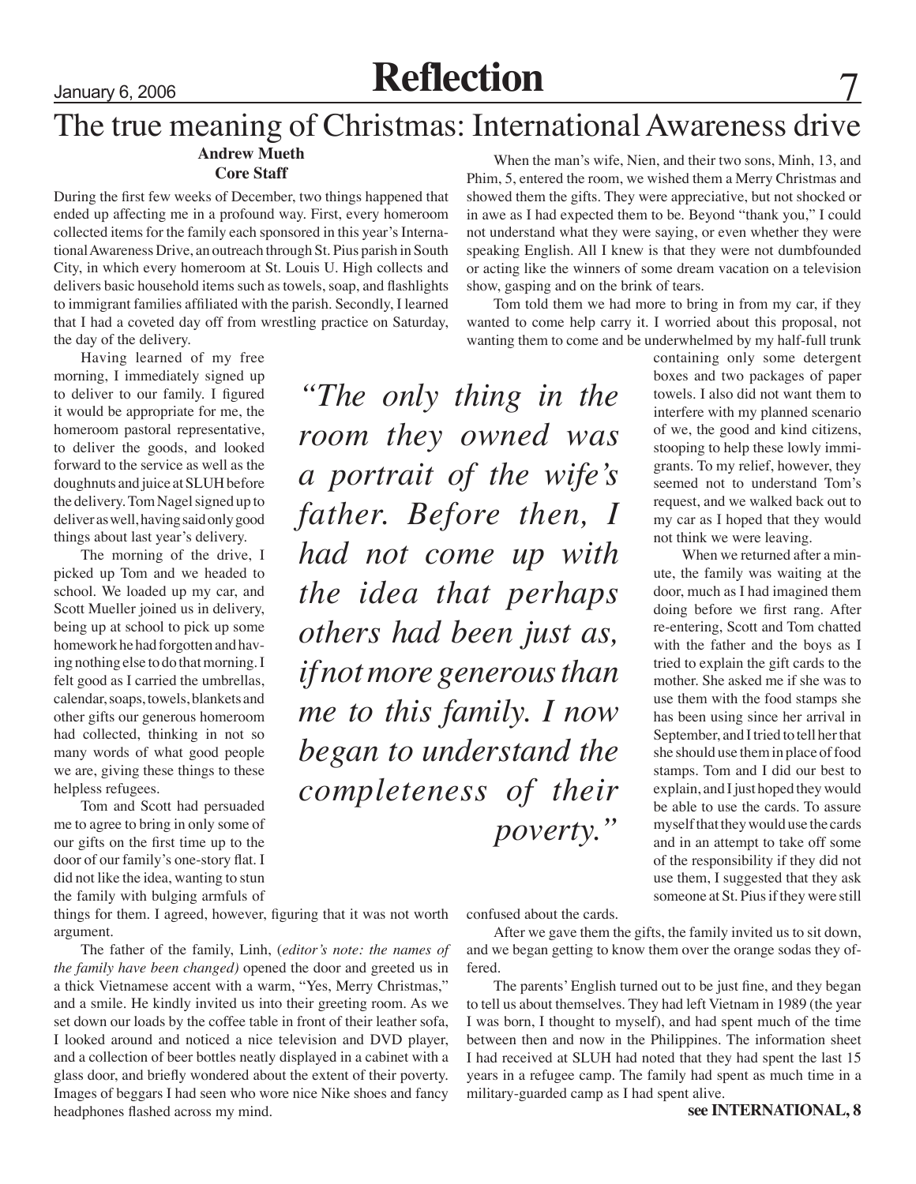# The true meaning of Christmas: International Awareness drive

**Andrew Mueth**
**Core Staff**

During the first few weeks of December, two things happened that ended up affecting me in a profound way. First, every homeroom collected items for the family each sponsored in this year's International Awareness Drive, an outreach through St. Pius parish in South City, in which every homeroom at St. Louis U. High collects and delivers basic household items such as towels, soap, and flashlights to immigrant families affiliated with the parish. Secondly, I learned that I had a coveted day off from wrestling practice on Saturday, the day of the delivery.

Having learned of my free morning, I immediately signed up to deliver to our family. I figured it would be appropriate for me, the homeroom pastoral representative, to deliver the goods, and looked forward to the service as well as the doughnuts and juice at SLUH before the delivery. Tom Nagel signed up to deliver as well, having said only good things about last year's delivery.

The morning of the drive, I picked up Tom and we headed to school. We loaded up my car, and Scott Mueller joined us in delivery, being up at school to pick up some homework he had forgotten and having nothing else to do that morning. I felt good as I carried the umbrellas, calendar, soaps, towels, blankets and other gifts our generous homeroom had collected, thinking in not so many words of what good people we are, giving these things to these helpless refugees.

Tom and Scott had persuaded me to agree to bring in only some of our gifts on the first time up to the door of our family's one-story flat. I did not like the idea, wanting to stun the family with bulging armfuls of things for them. I agreed, however, figuring that it was not worth argument.

The father of the family, Linh, (*editor's note: the names of the family have been changed)* opened the door and greeted us in a thick Vietnamese accent with a warm, "Yes, Merry Christmas," and a smile. He kindly invited us into their greeting room. As we set down our loads by the coffee table in front of their leather sofa, I looked around and noticed a nice television and DVD player, and a collection of beer bottles neatly displayed in a cabinet with a glass door, and briefly wondered about the extent of their poverty. Images of beggars I had seen who wore nice Nike shoes and fancy headphones flashed across my mind.

> *"The only thing in the room they owned was a portrait of the wife's father. Before then, I had not come up with the idea that perhaps others had been just as, if not more generous than me to this family. I now began to understand the completeness of their poverty."*

When the man's wife, Nien, and their two sons, Minh, 13, and Phim, 5, entered the room, we wished them a Merry Christmas and showed them the gifts. They were appreciative, but not shocked or in awe as I had expected them to be. Beyond "thank you," I could not understand what they were saying, or even whether they were speaking English. All I knew is that they were not dumbfounded or acting like the winners of some dream vacation on a television show, gasping and on the brink of tears.

Tom told them we had more to bring in from my car, if they wanted to come help carry it. I worried about this proposal, not wanting them to come and be underwhelmed by my half-full trunk containing only some detergent boxes and two packages of paper towels. I also did not want them to interfere with my planned scenario of we, the good and kind citizens, stooping to help these lowly immigrants. To my relief, however, they seemed not to understand Tom's request, and we walked back out to my car as I hoped that they would not think we were leaving.

When we returned after a minute, the family was waiting at the door, much as I had imagined them doing before we first rang. After re-entering, Scott and Tom chatted with the father and the boys as I tried to explain the gift cards to the mother. She asked me if she was to use them with the food stamps she has been using since her arrival in September, and I tried to tell her that she should use them in place of food stamps. Tom and I did our best to explain, and I just hoped they would be able to use the cards. To assure myself that they would use the cards and in an attempt to take off some of the responsibility if they did not use them, I suggested that they ask someone at St. Pius if they were still confused about the cards.

After we gave them the gifts, the family invited us to sit down, and we began getting to know them over the orange sodas they offered.

The parents' English turned out to be just fine, and they began to tell us about themselves. They had left Vietnam in 1989 (the year I was born, I thought to myself), and had spent much of the time between then and now in the Philippines. The information sheet I had received at SLUH had noted that they had spent the last 15 years in a refugee camp. The family had spent as much time in a military-guarded camp as I had spent alive.

**see INTERNATIONAL, 8**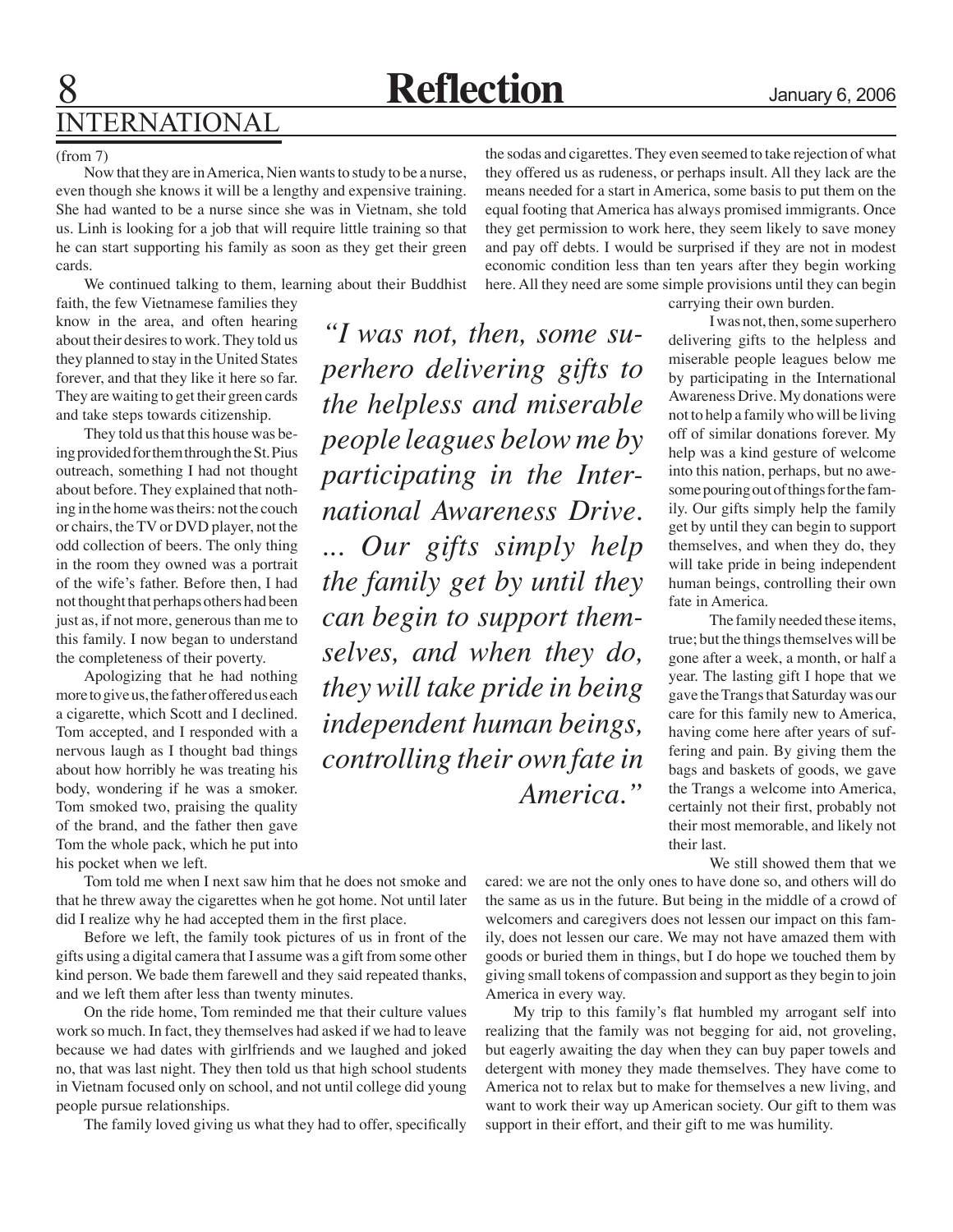## INTERNATIONAL

(from 7)

Now that they are in America, Nien wants to study to be a nurse, even though she knows it will be a lengthy and expensive training. She had wanted to be a nurse since she was in Vietnam, she told us. Linh is looking for a job that will require little training so that he can start supporting his family as soon as they get their green cards.

We continued talking to them, learning about their Buddhist faith, the few Vietnamese families they know in the area, and often hearing about their desires to work. They told us they planned to stay in the United States forever, and that they like it here so far. They are waiting to get their green cards and take steps towards citizenship.

They told us that this house was being provided for them through the St. Pius outreach, something I had not thought about before. They explained that nothing in the home was theirs: not the couch or chairs, the TV or DVD player, not the odd collection of beers. The only thing in the room they owned was a portrait of the wife's father. Before then, I had not thought that perhaps others had been just as, if not more, generous than me to this family. I now began to understand the completeness of their poverty.

Apologizing that he had nothing more to give us, the father offered us each a cigarette, which Scott and I declined. Tom accepted, and I responded with a nervous laugh as I thought bad things about how horribly he was treating his body, wondering if he was a smoker. Tom smoked two, praising the quality of the brand, and the father then gave Tom the whole pack, which he put into his pocket when we left.

Tom told me when I next saw him that he does not smoke and that he threw away the cigarettes when he got home. Not until later did I realize why he had accepted them in the first place.

Before we left, the family took pictures of us in front of the gifts using a digital camera that I assume was a gift from some other kind person. We bade them farewell and they said repeated thanks, and we left them after less than twenty minutes.

On the ride home, Tom reminded me that their culture values work so much. In fact, they themselves had asked if we had to leave because we had dates with girlfriends and we laughed and joked no, that was last night. They then told us that high school students in Vietnam focused only on school, and not until college did young people pursue relationships.

The family loved giving us what they had to offer, specifically the sodas and cigarettes. They even seemed to take rejection of what they offered us as rudeness, or perhaps insult. All they lack are the means needed for a start in America, some basis to put them on the equal footing that America has always promised immigrants. Once they get permission to work here, they seem likely to save money and pay off debts. I would be surprised if they are not in modest economic condition less than ten years after they begin working here. All they need are some simple provisions until they can begin carrying their own burden.

> *"I was not, then, some superhero delivering gifts to the helpless and miserable people leagues below me by participating in the International Awareness Drive. ... Our gifts simply help the family get by until they can begin to support themselves, and when they do, they will take pride in being independent human beings, controlling their own fate in America."*

I was not, then, some superhero delivering gifts to the helpless and miserable people leagues below me by participating in the International Awareness Drive. My donations were not to help a family who will be living off of similar donations forever. My help was a kind gesture of welcome into this nation, perhaps, but no awesome pouring out of things for the family. Our gifts simply help the family get by until they can begin to support themselves, and when they do, they will take pride in being independent human beings, controlling their own fate in America.

The family needed these items, true; but the things themselves will be gone after a week, a month, or half a year. The lasting gift I hope that we gave the Trangs that Saturday was our care for this family new to America, having come here after years of suffering and pain. By giving them the bags and baskets of goods, we gave the Trangs a welcome into America, certainly not their first, probably not their most memorable, and likely not their last.

We still showed them that we cared: we are not the only ones to have done so, and others will do the same as us in the future. But being in the middle of a crowd of welcomers and caregivers does not lessen our impact on this family, does not lessen our care. We may not have amazed them with goods or buried them in things, but I do hope we touched them by giving small tokens of compassion and support as they begin to join America in every way.

My trip to this family's flat humbled my arrogant self into realizing that the family was not begging for aid, not groveling, but eagerly awaiting the day when they can buy paper towels and detergent with money they made themselves. They have come to America not to relax but to make for themselves a new living, and want to work their way up American society. Our gift to them was support in their effort, and their gift to me was humility.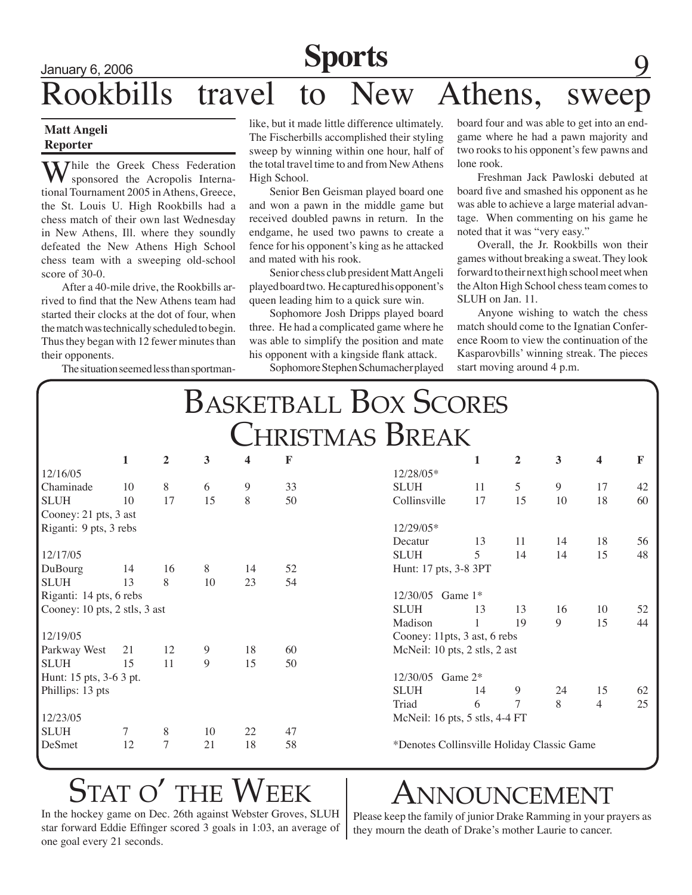# Rookbills travel to New Athens, sweep

**Matt Angeli**
**Reporter**

While the Greek Chess Federation sponsored the Acropolis International Tournament 2005 in Athens, Greece, the St. Louis U. High Rookbills had a chess match of their own last Wednesday in New Athens, Ill. where they soundly defeated the New Athens High School chess team with a sweeping old-school score of 30-0.

After a 40-mile drive, the Rookbills arrived to find that the New Athens team had started their clocks at the dot of four, when the match was technically scheduled to begin. Thus they began with 12 fewer minutes than their opponents.

The situation seemed less than sportsman-like, but it made little difference ultimately. The Fischerbills accomplished their styling sweep by winning within one hour, half of the total travel time to and from New Athens High School.

Senior Ben Geisman played board one and won a pawn in the middle game but received doubled pawns in return. In the endgame, he used two pawns to create a fence for his opponent's king as he attacked and mated with his rook.

Senior chess club president Matt Angeli played board two. He captured his opponent's queen leading him to a quick sure win.

Sophomore Josh Dripps played board three. He had a complicated game where he was able to simplify the position and mate his opponent with a kingside flank attack.

Sophomore Stephen Schumacher played board four and was able to get into an endgame where he had a pawn majority and two rooks to his opponent's few pawns and lone rook.

Freshman Jack Pawloski debuted at board five and smashed his opponent as he was able to achieve a large material advantage. When commenting on his game he noted that it was "very easy."

Overall, the Jr. Rookbills won their games without breaking a sweat. They look forward to their next high school meet when the Alton High School chess team comes to SLUH on Jan. 11.

Anyone wishing to watch the chess match should come to the Ignatian Conference Room to view the continuation of the Kasparovbills' winning streak. The pieces start moving around 4 p.m.

## Basketball Box Scores Christmas Break

| | 1 | 2 | 3 | 4 | F |
|---|---|---|---|---|---|
| 12/16/05 | | | | | |
| Chaminade | 10 | 8 | 6 | 9 | 33 |
| SLUH | 10 | 17 | 15 | 8 | 50 |
| Cooney: 21 pts, 3 ast | | | | | |
| Riganti: 9 pts, 3 rebs | | | | | |
| 12/17/05 | | | | | |
| DuBourg | 14 | 16 | 8 | 14 | 52 |
| SLUH | 13 | 8 | 10 | 23 | 54 |
| Riganti: 14 pts, 6 rebs | | | | | |
| Cooney: 10 pts, 2 stls, 3 ast | | | | | |
| 12/19/05 | | | | | |
| Parkway West | 21 | 12 | 9 | 18 | 60 |
| SLUH | 15 | 11 | 9 | 15 | 50 |
| Hunt: 15 pts, 3-6 3 pt. | | | | | |
| Phillips: 13 pts | | | | | |
| 12/23/05 | | | | | |
| SLUH | 7 | 8 | 10 | 22 | 47 |
| DeSmet | 12 | 7 | 21 | 18 | 58 |

| | 1 | 2 | 3 | 4 | F |
|---|---|---|---|---|---|
| 12/28/05* | | | | | |
| SLUH | 11 | 5 | 9 | 17 | 42 |
| Collinsville | 17 | 15 | 10 | 18 | 60 |
| 12/29/05* | | | | | |
| Decatur | 13 | 11 | 14 | 18 | 56 |
| SLUH | 5 | 14 | 14 | 15 | 48 |
| Hunt: 17 pts, 3-8 3PT | | | | | |
| 12/30/05 Game 1* | | | | | |
| SLUH | 13 | 13 | 16 | 10 | 52 |
| Madison | 1 | 19 | 9 | 15 | 44 |
| Cooney: 11pts, 3 ast, 6 rebs | | | | | |
| McNeil: 10 pts, 2 stls, 2 ast | | | | | |
| 12/30/05 Game 2* | | | | | |
| SLUH | 14 | 9 | 24 | 15 | 62 |
| Triad | 6 | 7 | 8 | 4 | 25 |
| McNeil: 16 pts, 5 stls, 4-4 FT | | | | | |

*Denotes Collinsville Holiday Classic Game

## Stat o' the Week

In the hockey game on Dec. 26th against Webster Groves, SLUH star forward Eddie Effinger scored 3 goals in 1:03, an average of one goal every 21 seconds.

## Announcement

Please keep the family of junior Drake Ramming in your prayers as they mourn the death of Drake's mother Laurie to cancer.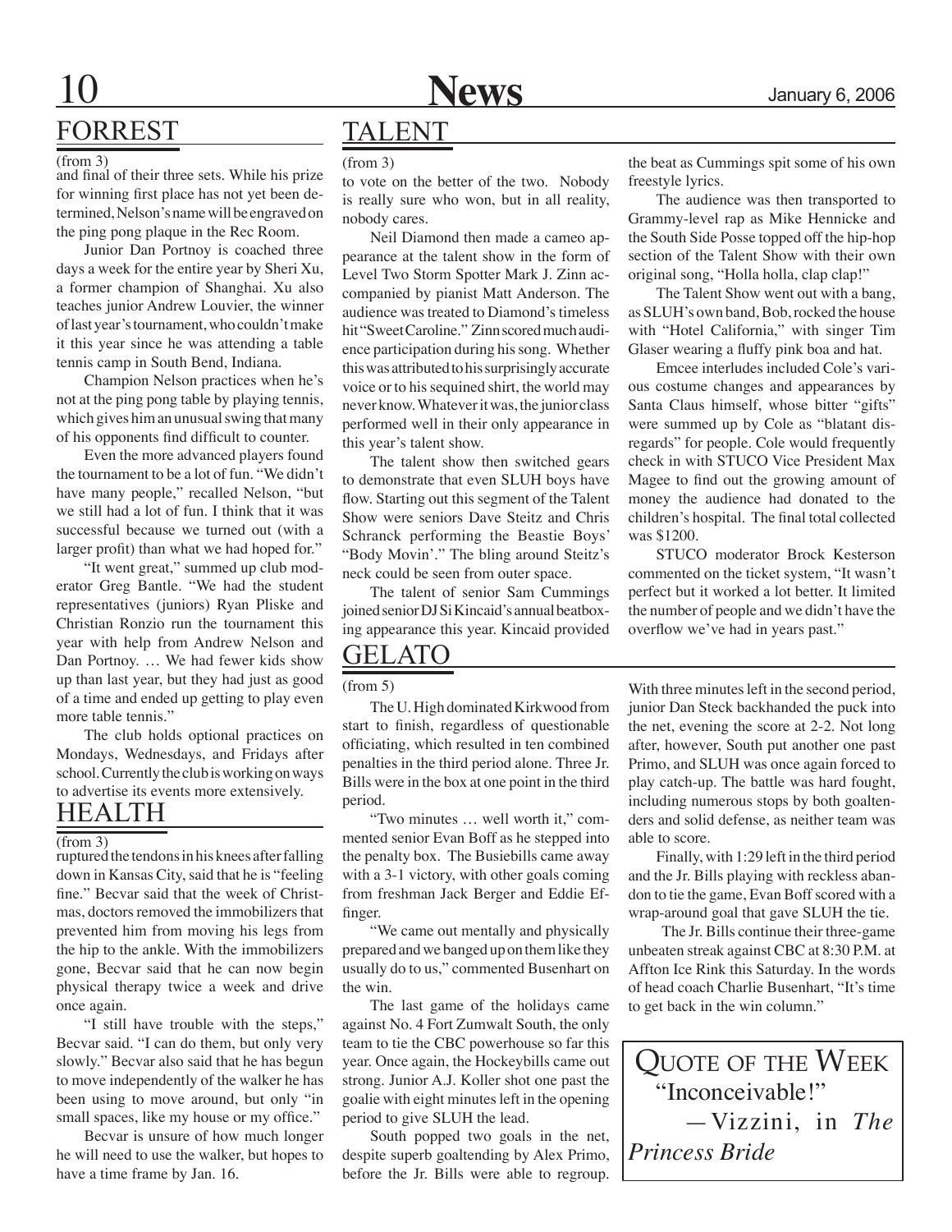## FORREST

(from 3)

and final of their three sets. While his prize for winning first place has not yet been determined, Nelson's name will be engraved on the ping pong plaque in the Rec Room.

Junior Dan Portnoy is coached three days a week for the entire year by Sheri Xu, a former champion of Shanghai. Xu also teaches junior Andrew Louvier, the winner of last year's tournament, who couldn't make it this year since he was attending a table tennis camp in South Bend, Indiana.

Champion Nelson practices when he's not at the ping pong table by playing tennis, which gives him an unusual swing that many of his opponents find difficult to counter.

Even the more advanced players found the tournament to be a lot of fun. "We didn't have many people," recalled Nelson, "but we still had a lot of fun. I think that it was successful because we turned out (with a larger profit) than what we had hoped for."

"It went great," summed up club moderator Greg Bantle. "We had the student representatives (juniors) Ryan Pliske and Christian Ronzio run the tournament this year with help from Andrew Nelson and Dan Portnoy. … We had fewer kids show up than last year, but they had just as good of a time and ended up getting to play even more table tennis."

The club holds optional practices on Mondays, Wednesdays, and Fridays after school. Currently the club is working on ways to advertise its events more extensively.

## HEALTH

(from 3)

ruptured the tendons in his knees after falling down in Kansas City, said that he is "feeling fine." Becvar said that the week of Christmas, doctors removed the immobilizers that prevented him from moving his legs from the hip to the ankle. With the immobilizers gone, Becvar said that he can now begin physical therapy twice a week and drive once again.

"I still have trouble with the steps," Becvar said. "I can do them, but only very slowly." Becvar also said that he has begun to move independently of the walker he has been using to move around, but only "in small spaces, like my house or my office."

Becvar is unsure of how much longer he will need to use the walker, but hopes to have a time frame by Jan. 16.

## TALENT

(from 3)

to vote on the better of the two. Nobody is really sure who won, but in all reality, nobody cares.

Neil Diamond then made a cameo appearance at the talent show in the form of Level Two Storm Spotter Mark J. Zinn accompanied by pianist Matt Anderson. The audience was treated to Diamond's timeless hit "Sweet Caroline." Zinn scored much audience participation during his song. Whether this was attributed to his surprisingly accurate voice or to his sequined shirt, the world may never know. Whatever it was, the junior class performed well in their only appearance in this year's talent show.

The talent show then switched gears to demonstrate that even SLUH boys have flow. Starting out this segment of the Talent Show were seniors Dave Steitz and Chris Schranck performing the Beastie Boys' "Body Movin'." The bling around Steitz's neck could be seen from outer space.

The talent of senior Sam Cummings joined senior DJ Si Kincaid's annual beatboxing appearance this year. Kincaid provided the beat as Cummings spit some of his own freestyle lyrics.

The audience was then transported to Grammy-level rap as Mike Hennicke and the South Side Posse topped off the hip-hop section of the Talent Show with their own original song, "Holla holla, clap clap!"

The Talent Show went out with a bang, as SLUH's own band, Bob, rocked the house with "Hotel California," with singer Tim Glaser wearing a fluffy pink boa and hat.

Emcee interludes included Cole's various costume changes and appearances by Santa Claus himself, whose bitter "gifts" were summed up by Cole as "blatant disregards" for people. Cole would frequently check in with STUCO Vice President Max Magee to find out the growing amount of money the audience had donated to the children's hospital. The final total collected was $1200.

STUCO moderator Brock Kesterson commented on the ticket system, "It wasn't perfect but it worked a lot better. It limited the number of people and we didn't have the overflow we've had in years past."

## GELATO

(from 5)

The U. High dominated Kirkwood from start to finish, regardless of questionable officiating, which resulted in ten combined penalties in the third period alone. Three Jr. Bills were in the box at one point in the third period.

"Two minutes … well worth it," commented senior Evan Boff as he stepped into the penalty box. The Busiebills came away with a 3-1 victory, with other goals coming from freshman Jack Berger and Eddie Effinger.

"We came out mentally and physically prepared and we banged up on them like they usually do to us," commented Busenhart on the win.

The last game of the holidays came against No. 4 Fort Zumwalt South, the only team to tie the CBC powerhouse so far this year. Once again, the Hockeybills came out strong. Junior A.J. Koller shot one past the goalie with eight minutes left in the opening period to give SLUH the lead.

South popped two goals in the net, despite superb goaltending by Alex Primo, before the Jr. Bills were able to regroup. With three minutes left in the second period, junior Dan Steck backhanded the puck into the net, evening the score at 2-2. Not long after, however, South put another one past Primo, and SLUH was once again forced to play catch-up. The battle was hard fought, including numerous stops by both goaltenders and solid defense, as neither team was able to score.

Finally, with 1:29 left in the third period and the Jr. Bills playing with reckless abandon to tie the game, Evan Boff scored with a wrap-around goal that gave SLUH the tie.

The Jr. Bills continue their three-game unbeaten streak against CBC at 8:30 P.M. at Affton Ice Rink this Saturday. In the words of head coach Charlie Busenhart, "It's time to get back in the win column."

## QUOTE OF THE WEEK

"Inconceivable!"

—Vizzini, in *The Princess Bride*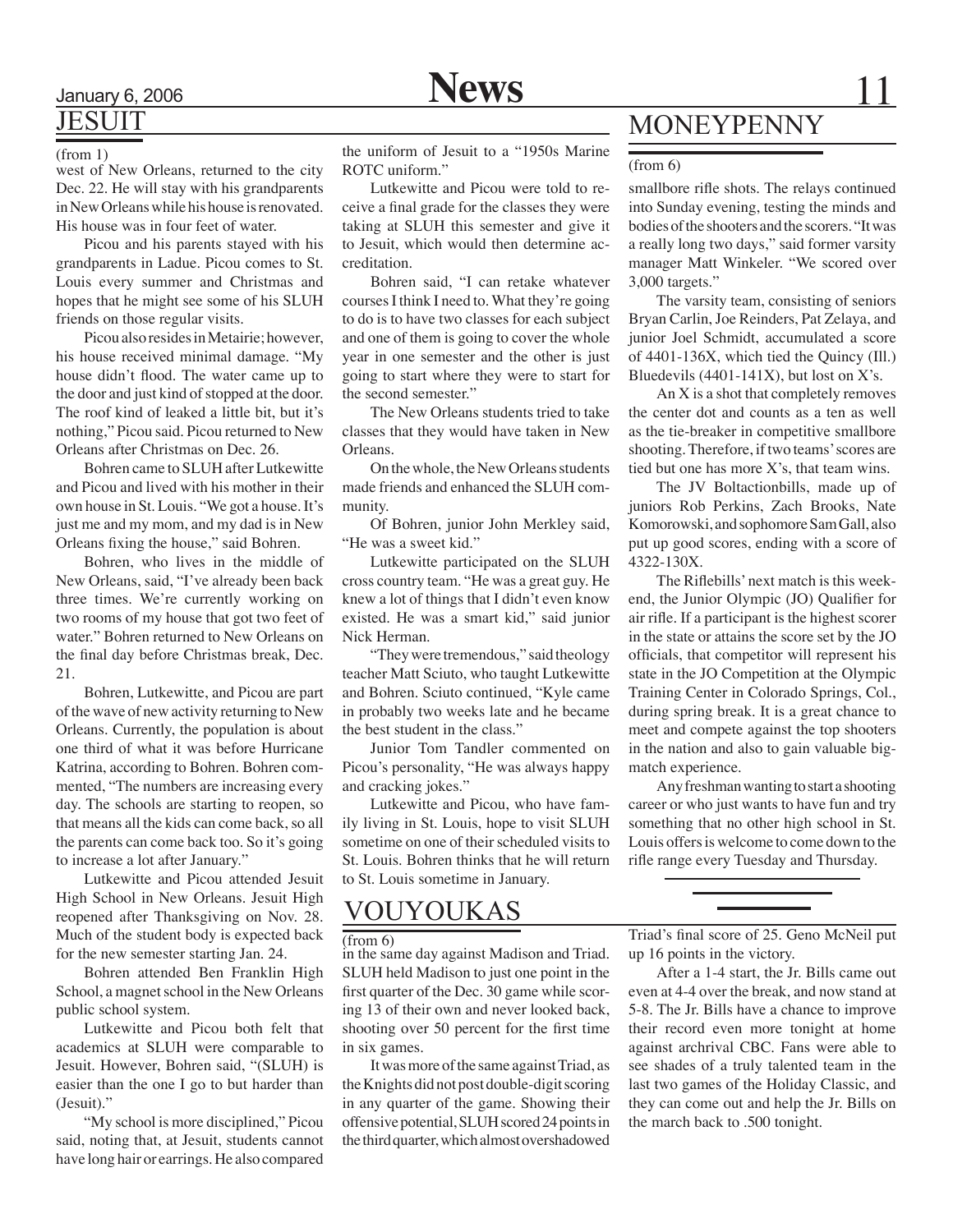## JESUIT

(from 1)

west of New Orleans, returned to the city Dec. 22. He will stay with his grandparents in New Orleans while his house is renovated. His house was in four feet of water.

Picou and his parents stayed with his grandparents in Ladue. Picou comes to St. Louis every summer and Christmas and hopes that he might see some of his SLUH friends on those regular visits.

Picou also resides in Metairie; however, his house received minimal damage. "My house didn't flood. The water came up to the door and just kind of stopped at the door. The roof kind of leaked a little bit, but it's nothing," Picou said. Picou returned to New Orleans after Christmas on Dec. 26.

Bohren came to SLUH after Lutkewitte and Picou and lived with his mother in their own house in St. Louis. "We got a house. It's just me and my mom, and my dad is in New Orleans fixing the house," said Bohren.

Bohren, who lives in the middle of New Orleans, said, "I've already been back three times. We're currently working on two rooms of my house that got two feet of water." Bohren returned to New Orleans on the final day before Christmas break, Dec. 21.

Bohren, Lutkewitte, and Picou are part of the wave of new activity returning to New Orleans. Currently, the population is about one third of what it was before Hurricane Katrina, according to Bohren. Bohren commented, "The numbers are increasing every day. The schools are starting to reopen, so that means all the kids can come back, so all the parents can come back too. So it's going to increase a lot after January."

Lutkewitte and Picou attended Jesuit High School in New Orleans. Jesuit High reopened after Thanksgiving on Nov. 28. Much of the student body is expected back for the new semester starting Jan. 24.

Bohren attended Ben Franklin High School, a magnet school in the New Orleans public school system.

Lutkewitte and Picou both felt that academics at SLUH were comparable to Jesuit. However, Bohren said, "(SLUH) is easier than the one I go to but harder than (Jesuit)."

"My school is more disciplined," Picou said, noting that, at Jesuit, students cannot have long hair or earrings. He also compared the uniform of Jesuit to a "1950s Marine ROTC uniform."

Lutkewitte and Picou were told to receive a final grade for the classes they were taking at SLUH this semester and give it to Jesuit, which would then determine accreditation.

Bohren said, "I can retake whatever courses I think I need to. What they're going to do is to have two classes for each subject and one of them is going to cover the whole year in one semester and the other is just going to start where they were to start for the second semester."

The New Orleans students tried to take classes that they would have taken in New Orleans.

On the whole, the New Orleans students made friends and enhanced the SLUH community.

Of Bohren, junior John Merkley said, "He was a sweet kid."

Lutkewitte participated on the SLUH cross country team. "He was a great guy. He knew a lot of things that I didn't even know existed. He was a smart kid," said junior Nick Herman.

"They were tremendous," said theology teacher Matt Sciuto, who taught Lutkewitte and Bohren. Sciuto continued, "Kyle came in probably two weeks late and he became the best student in the class."

Junior Tom Tandler commented on Picou's personality, "He was always happy and cracking jokes."

Lutkewitte and Picou, who have family living in St. Louis, hope to visit SLUH sometime on one of their scheduled visits to St. Louis. Bohren thinks that he will return to St. Louis sometime in January.

## VOUYOUKAS

(from 6)

in the same day against Madison and Triad. SLUH held Madison to just one point in the first quarter of the Dec. 30 game while scoring 13 of their own and never looked back, shooting over 50 percent for the first time in six games.

It was more of the same against Triad, as the Knights did not post double-digit scoring in any quarter of the game. Showing their offensive potential, SLUH scored 24 points in the third quarter, which almost overshadowed Triad's final score of 25. Geno McNeil put up 16 points in the victory.

After a 1-4 start, the Jr. Bills came out even at 4-4 over the break, and now stand at 5-8. The Jr. Bills have a chance to improve their record even more tonight at home against archrival CBC. Fans were able to see shades of a truly talented team in the last two games of the Holiday Classic, and they can come out and help the Jr. Bills on the march back to .500 tonight.

## MONEYPENNY

(from 6)

smallbore rifle shots. The relays continued into Sunday evening, testing the minds and bodies of the shooters and the scorers. "It was a really long two days," said former varsity manager Matt Winkeler. "We scored over 3,000 targets."

The varsity team, consisting of seniors Bryan Carlin, Joe Reinders, Pat Zelaya, and junior Joel Schmidt, accumulated a score of 4401-136X, which tied the Quincy (Ill.) Bluedevils (4401-141X), but lost on X's.

An X is a shot that completely removes the center dot and counts as a ten as well as the tie-breaker in competitive smallbore shooting. Therefore, if two teams' scores are tied but one has more X's, that team wins.

The JV Boltactionbills, made up of juniors Rob Perkins, Zach Brooks, Nate Komorowski, and sophomore Sam Gall, also put up good scores, ending with a score of 4322-130X.

The Riflebills' next match is this weekend, the Junior Olympic (JO) Qualifier for air rifle. If a participant is the highest scorer in the state or attains the score set by the JO officials, that competitor will represent his state in the JO Competition at the Olympic Training Center in Colorado Springs, Col., during spring break. It is a great chance to meet and compete against the top shooters in the nation and also to gain valuable big-match experience.

Any freshman wanting to start a shooting career or who just wants to have fun and try something that no other high school in St. Louis offers is welcome to come down to the rifle range every Tuesday and Thursday.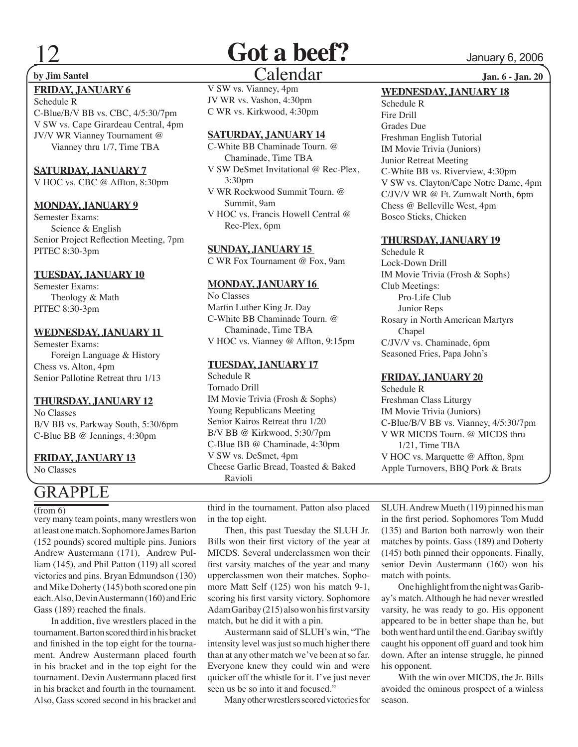# Got a beef?

January 6, 2006

## Calendar

**by Jim Santel**

**Jan. 6 - Jan. 20**

**FRIDAY, JANUARY 6**
Schedule R
C-Blue/B/V BB vs. CBC, 4/5:30/7pm
V SW vs. Cape Girardeau Central, 4pm
JV/V WR Vianney Tournament @ Vianney thru 1/7, Time TBA

**SATURDAY, JANUARY 7**
V HOC vs. CBC @ Affton, 8:30pm

**MONDAY, JANUARY 9**
Semester Exams:
Science & English
Senior Project Reflection Meeting, 7pm
PITEC 8:30-3pm

**TUESDAY, JANUARY 10**
Semester Exams:
Theology & Math
PITEC 8:30-3pm

**WEDNESDAY, JANUARY 11**
Semester Exams:
Foreign Language & History
Chess vs. Alton, 4pm
Senior Pallotine Retreat thru 1/13

**THURSDAY, JANUARY 12**
No Classes
B/V BB vs. Parkway South, 5:30/6pm
C-Blue BB @ Jennings, 4:30pm

**FRIDAY, JANUARY 13**
No Classes
V SW vs. Vianney, 4pm
JV WR vs. Vashon, 4:30pm
C WR vs. Kirkwood, 4:30pm

**SATURDAY, JANUARY 14**
C-White BB Chaminade Tourn. @ Chaminade, Time TBA
V SW DeSmet Invitational @ Rec-Plex, 3:30pm
V WR Rockwood Summit Tourn. @ Summit, 9am
V HOC vs. Francis Howell Central @ Rec-Plex, 6pm

**SUNDAY, JANUARY 15**
C WR Fox Tournament @ Fox, 9am

**MONDAY, JANUARY 16**
No Classes
Martin Luther King Jr. Day
C-White BB Chaminade Tourn. @ Chaminade, Time TBA
V HOC vs. Vianney @ Affton, 9:15pm

**TUESDAY, JANUARY 17**
Schedule R
Tornado Drill
IM Movie Trivia (Frosh & Sophs)
Young Republicans Meeting
Senior Kairos Retreat thru 1/20
B/V BB @ Kirkwood, 5:30/7pm
C-Blue BB @ Chaminade, 4:30pm
V SW vs. DeSmet, 4pm
Cheese Garlic Bread, Toasted & Baked Ravioli

**WEDNESDAY, JANUARY 18**
Schedule R
Fire Drill
Grades Due
Freshman English Tutorial
IM Movie Trivia (Juniors)
Junior Retreat Meeting
C-White BB vs. Riverview, 4:30pm
V SW vs. Clayton/Cape Notre Dame, 4pm
C/JV/V WR @ Ft. Zumwalt North, 6pm
Chess @ Belleville West, 4pm
Bosco Sticks, Chicken

**THURSDAY, JANUARY 19**
Schedule R
Lock-Down Drill
IM Movie Trivia (Frosh & Sophs)
Club Meetings:
Pro-Life Club
Junior Reps
Rosary in North American Martyrs Chapel
C/JV/V vs. Chaminade, 6pm
Seasoned Fries, Papa John's

**FRIDAY, JANUARY 20**
Schedule R
Freshman Class Liturgy
IM Movie Trivia (Juniors)
C-Blue/B/V BB vs. Vianney, 4/5:30/7pm
V WR MICDS Tourn. @ MICDS thru 1/21, Time TBA
V HOC vs. Marquette @ Affton, 8pm
Apple Turnovers, BBQ Pork & Brats

## GRAPPLE

(from 6)

very many team points, many wrestlers won at least one match. Sophomore James Barton (152 pounds) scored multiple pins. Juniors Andrew Austermann (171), Andrew Pulliam (145), and Phil Patton (119) all scored victories and pins. Bryan Edmundson (130) and Mike Doherty (145) both scored one pin each. Also, Devin Austermann (160) and Eric Gass (189) reached the finals.

In addition, five wrestlers placed in the tournament. Barton scored third in his bracket and finished in the top eight for the tournament. Andrew Austermann placed fourth in his bracket and in the top eight for the tournament. Devin Austermann placed first in his bracket and fourth in the tournament. Also, Gass scored second in his bracket and third in the tournament. Patton also placed in the top eight.

Then, this past Tuesday the SLUH Jr. Bills won their first victory of the year at MICDS. Several underclassmen won their first varsity matches of the year and many upperclassmen won their matches. Sophomore Matt Self (125) won his match 9-1, scoring his first varsity victory. Sophomore Adam Garibay (215) also won his first varsity match, but he did it with a pin.

Austermann said of SLUH's win, "The intensity level was just so much higher there than at any other match we've been at so far. Everyone knew they could win and were quicker off the whistle for it. I've just never seen us be so into it and focused."

Many other wrestlers scored victories for SLUH. Andrew Mueth (119) pinned his man in the first period. Sophomores Tom Mudd (135) and Barton both narrowly won their matches by points. Gass (189) and Doherty (145) both pinned their opponents. Finally, senior Devin Austermann (160) won his match with points.

One highlight from the night was Garibay's match. Although he had never wrestled varsity, he was ready to go. His opponent appeared to be in better shape than he, but both went hard until the end. Garibay swiftly caught his opponent off guard and took him down. After an intense struggle, he pinned his opponent.

With the win over MICDS, the Jr. Bills avoided the ominous prospect of a winless season.